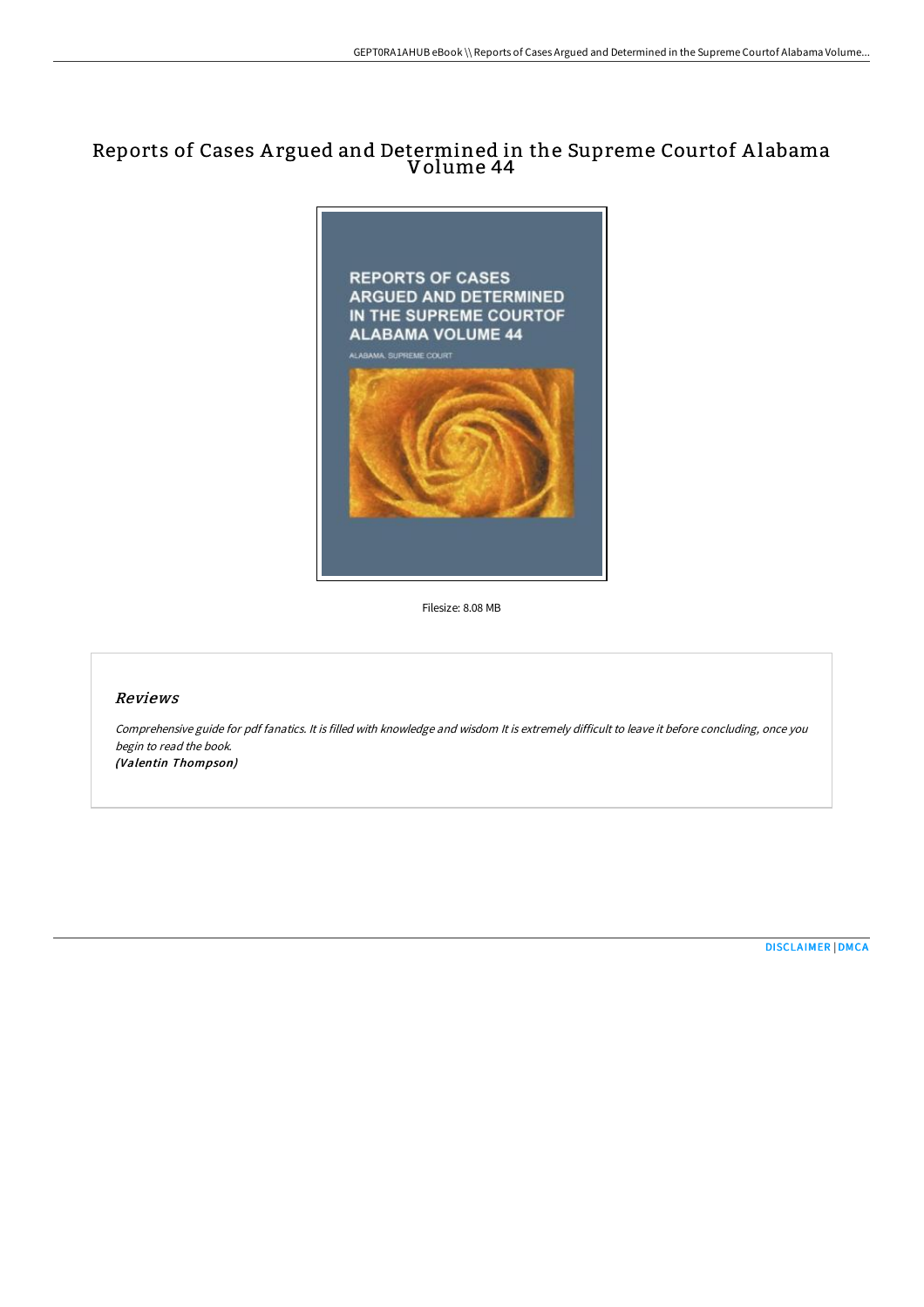# Reports of Cases Argued and Determined in the Supreme Courtof Alabama Volume 44

Filesize: 8.08 MB

## *Reviews*

*Comprehensive guide for pdf fanatics. It is filled with knowledge and wisdom It is extremely difficult to leave it before concluding, once you begin to read the book.*
***(Valentin Thompson)***

[DISCLAIMER](#) | [DMCA](#)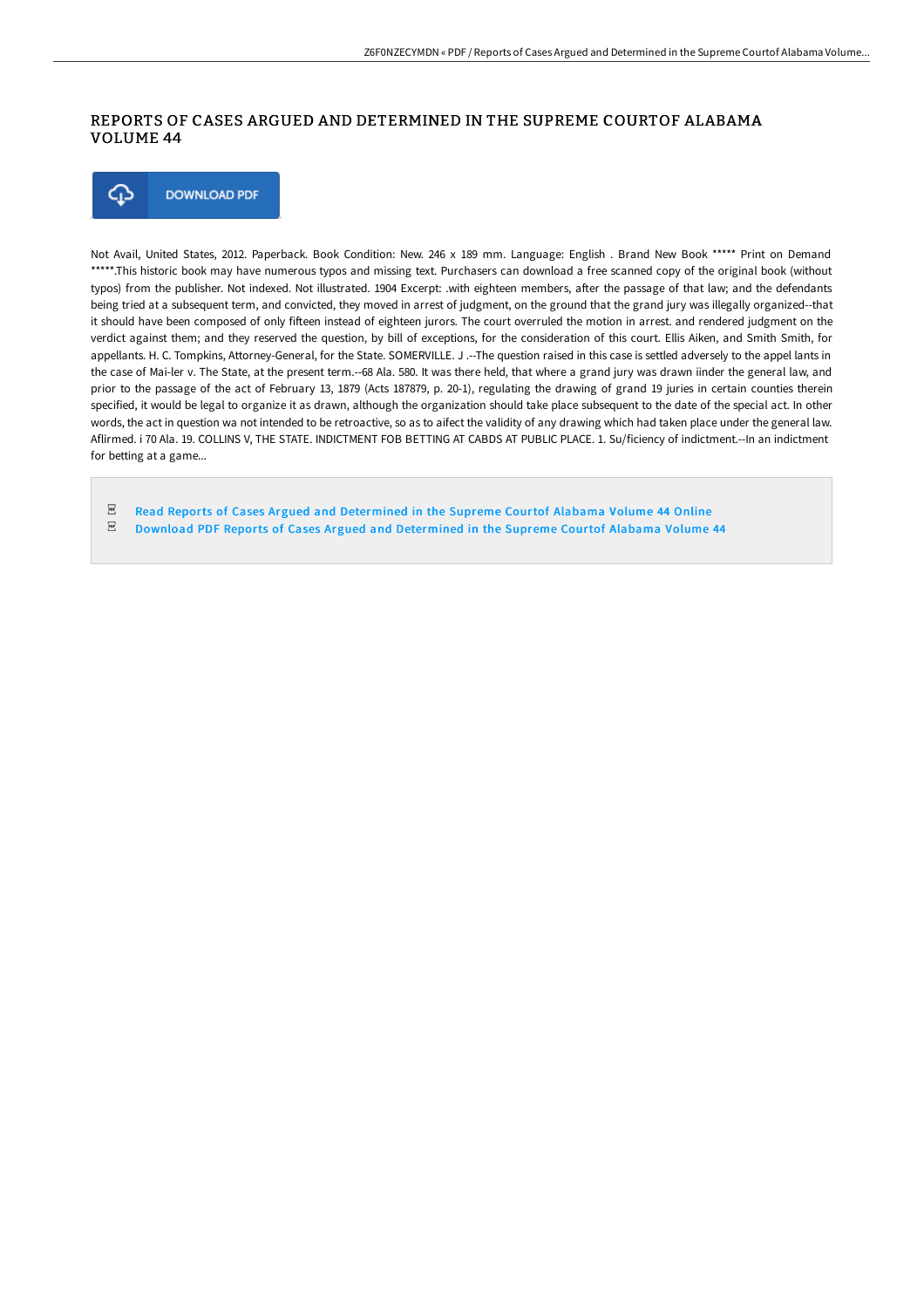# REPORTS OF CASES ARGUED AND DETERMINED IN THE SUPREME COURTOF ALABAMA VOLUME 44

DOWNLOAD PDF

Not Avail, United States, 2012. Paperback. Book Condition: New. 246 x 189 mm. Language: English . Brand New Book ***** Print on Demand *****.This historic book may have numerous typos and missing text. Purchasers can download a free scanned copy of the original book (without typos) from the publisher. Not indexed. Not illustrated. 1904 Excerpt: .with eighteen members, after the passage of that law; and the defendants being tried at a subsequent term, and convicted, they moved in arrest of judgment, on the ground that the grand jury was illegally organized--that it should have been composed of only fifteen instead of eighteen jurors. The court overruled the motion in arrest. and rendered judgment on the verdict against them; and they reserved the question, by bill of exceptions, for the consideration of this court. Ellis Aiken, and Smith Smith, for appellants. H. C. Tompkins, Attorney-General, for the State. SOMERVILLE. J .--The question raised in this case is settled adversely to the appel lants in the case of Mai-ler v. The State, at the present term.--68 Ala. 580. It was there held, that where a grand jury was drawn iinder the general law, and prior to the passage of the act of February 13, 1879 (Acts 187879, p. 20-1), regulating the drawing of grand 19 juries in certain counties therein specified, it would be legal to organize it as drawn, although the organization should take place subsequent to the date of the special act. In other words, the act in question wa not intended to be retroactive, so as to aifect the validity of any drawing which had taken place under the general law. Aflirmed. i 70 Ala. 19. COLLINS V, THE STATE. INDICTMENT FOB BETTING AT CABDS AT PUBLIC PLACE. 1. Su/ficiency of indictment.--In an indictment for betting at a game...

Read Reports of Cases Argued and Determined in the Supreme Courtof Alabama Volume 44 Online

Download PDF Reports of Cases Argued and Determined in the Supreme Courtof Alabama Volume 44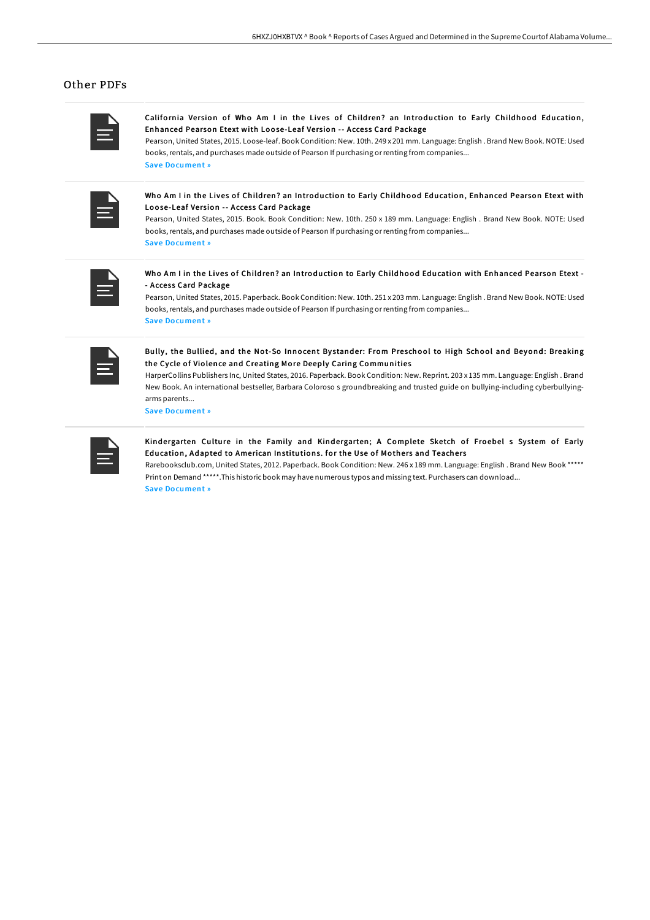## Other PDFs

**California Version of Who Am I in the Lives of Children? an Introduction to Early Childhood Education, Enhanced Pearson Etext with Loose-Leaf Version -- Access Card Package**

Pearson, United States, 2015. Loose-leaf. Book Condition: New. 10th. 249 x 201 mm. Language: English . Brand New Book. NOTE: Used books, rentals, and purchases made outside of Pearson If purchasing or renting from companies...

Save Document »

**Who Am I in the Lives of Children? an Introduction to Early Childhood Education, Enhanced Pearson Etext with Loose-Leaf Version -- Access Card Package**

Pearson, United States, 2015. Book. Book Condition: New. 10th. 250 x 189 mm. Language: English . Brand New Book. NOTE: Used books, rentals, and purchases made outside of Pearson If purchasing or renting from companies...

Save Document »

**Who Am I in the Lives of Children? an Introduction to Early Childhood Education with Enhanced Pearson Etext -- Access Card Package**

Pearson, United States, 2015. Paperback. Book Condition: New. 10th. 251 x 203 mm. Language: English . Brand New Book. NOTE: Used books, rentals, and purchases made outside of Pearson If purchasing or renting from companies...

Save Document »

**Bully, the Bullied, and the Not-So Innocent Bystander: From Preschool to High School and Beyond: Breaking the Cycle of Violence and Creating More Deeply Caring Communities**

HarperCollins Publishers Inc, United States, 2016. Paperback. Book Condition: New. Reprint. 203 x 135 mm. Language: English . Brand New Book. An international bestseller, Barbara Coloroso s groundbreaking and trusted guide on bullying-including cyberbullying-arms parents...

Save Document »

**Kindergarten Culture in the Family and Kindergarten; A Complete Sketch of Froebel s System of Early Education, Adapted to American Institutions. for the Use of Mothers and Teachers**

Rarebooksclub.com, United States, 2012. Paperback. Book Condition: New. 246 x 189 mm. Language: English . Brand New Book ***** Print on Demand *****.This historic book may have numerous typos and missing text. Purchasers can download...

Save Document »